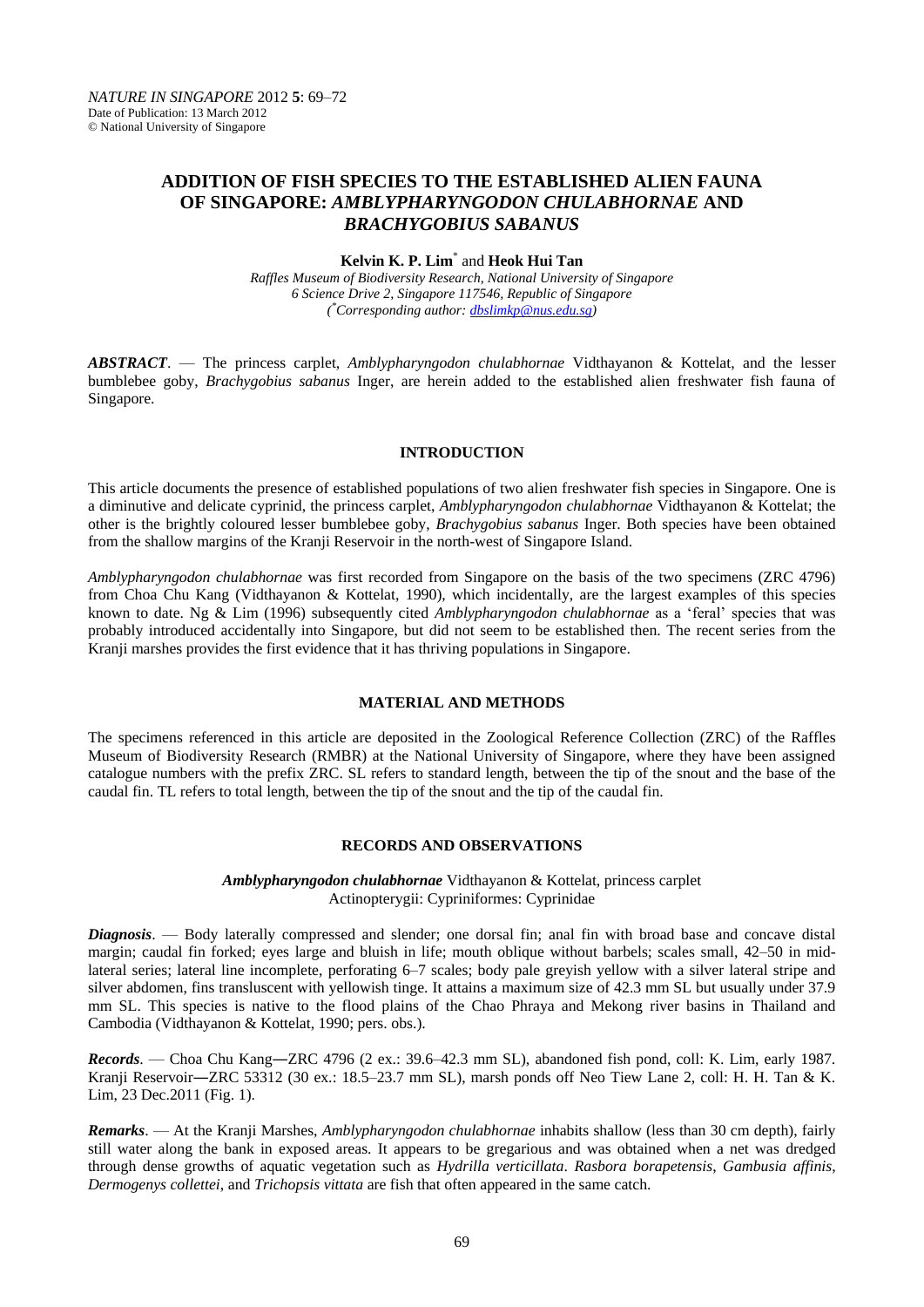# ADDITION OF FISH SPECIES TO THE ESTABLISHED ALIEN FAUNA OF SINGAPORE: *AMBLYPHARYNGODON CHULABHORNAE* AND *BRACHYGOBIUS SABANUS*

**Kelvin K. P. Lim**[*] and **Heok Hui Tan**

*Raffles Museum of Biodiversity Research, National University of Singapore*
*6 Science Drive 2, Singapore 117546, Republic of Singapore*
*([*]Corresponding author: dbslimkp@nus.edu.sg)*

***ABSTRACT***. — The princess carplet, *Amblypharyngodon chulabhornae* Vidthayanon & Kottelat, and the lesser bumblebee goby, *Brachygobius sabanus* Inger, are herein added to the established alien freshwater fish fauna of Singapore.

## INTRODUCTION

This article documents the presence of established populations of two alien freshwater fish species in Singapore. One is a diminutive and delicate cyprinid, the princess carplet, *Amblypharyngodon chulabhornae* Vidthayanon & Kottelat; the other is the brightly coloured lesser bumblebee goby, *Brachygobius sabanus* Inger. Both species have been obtained from the shallow margins of the Kranji Reservoir in the north-west of Singapore Island.

*Amblypharyngodon chulabhornae* was first recorded from Singapore on the basis of the two specimens (ZRC 4796) from Choa Chu Kang (Vidthayanon & Kottelat, 1990), which incidentally, are the largest examples of this species known to date. Ng & Lim (1996) subsequently cited *Amblypharyngodon chulabhornae* as a 'feral' species that was probably introduced accidentally into Singapore, but did not seem to be established then. The recent series from the Kranji marshes provides the first evidence that it has thriving populations in Singapore.

## MATERIAL AND METHODS

The specimens referenced in this article are deposited in the Zoological Reference Collection (ZRC) of the Raffles Museum of Biodiversity Research (RMBR) at the National University of Singapore, where they have been assigned catalogue numbers with the prefix ZRC. SL refers to standard length, between the tip of the snout and the base of the caudal fin. TL refers to total length, between the tip of the snout and the tip of the caudal fin.

## RECORDS AND OBSERVATIONS

### *Amblypharyngodon chulabhornae* Vidthayanon & Kottelat, princess carplet
Actinopterygii: Cypriniformes: Cyprinidae

***Diagnosis***. — Body laterally compressed and slender; one dorsal fin; anal fin with broad base and concave distal margin; caudal fin forked; eyes large and bluish in life; mouth oblique without barbels; scales small, 42–50 in mid-lateral series; lateral line incomplete, perforating 6–7 scales; body pale greyish yellow with a silver lateral stripe and silver abdomen, fins transluscent with yellowish tinge. It attains a maximum size of 42.3 mm SL but usually under 37.9 mm SL. This species is native to the flood plains of the Chao Phraya and Mekong river basins in Thailand and Cambodia (Vidthayanon & Kottelat, 1990; pers. obs.).

***Records***. — Choa Chu Kang―ZRC 4796 (2 ex.: 39.6–42.3 mm SL), abandoned fish pond, coll: K. Lim, early 1987. Kranji Reservoir―ZRC 53312 (30 ex.: 18.5–23.7 mm SL), marsh ponds off Neo Tiew Lane 2, coll: H. H. Tan & K. Lim, 23 Dec.2011 (Fig. 1).

***Remarks***. — At the Kranji Marshes, *Amblypharyngodon chulabhornae* inhabits shallow (less than 30 cm depth), fairly still water along the bank in exposed areas. It appears to be gregarious and was obtained when a net was dredged through dense growths of aquatic vegetation such as *Hydrilla verticillata*. *Rasbora borapetensis*, *Gambusia affinis*, *Dermogenys collettei*, and *Trichopsis vittata* are fish that often appeared in the same catch.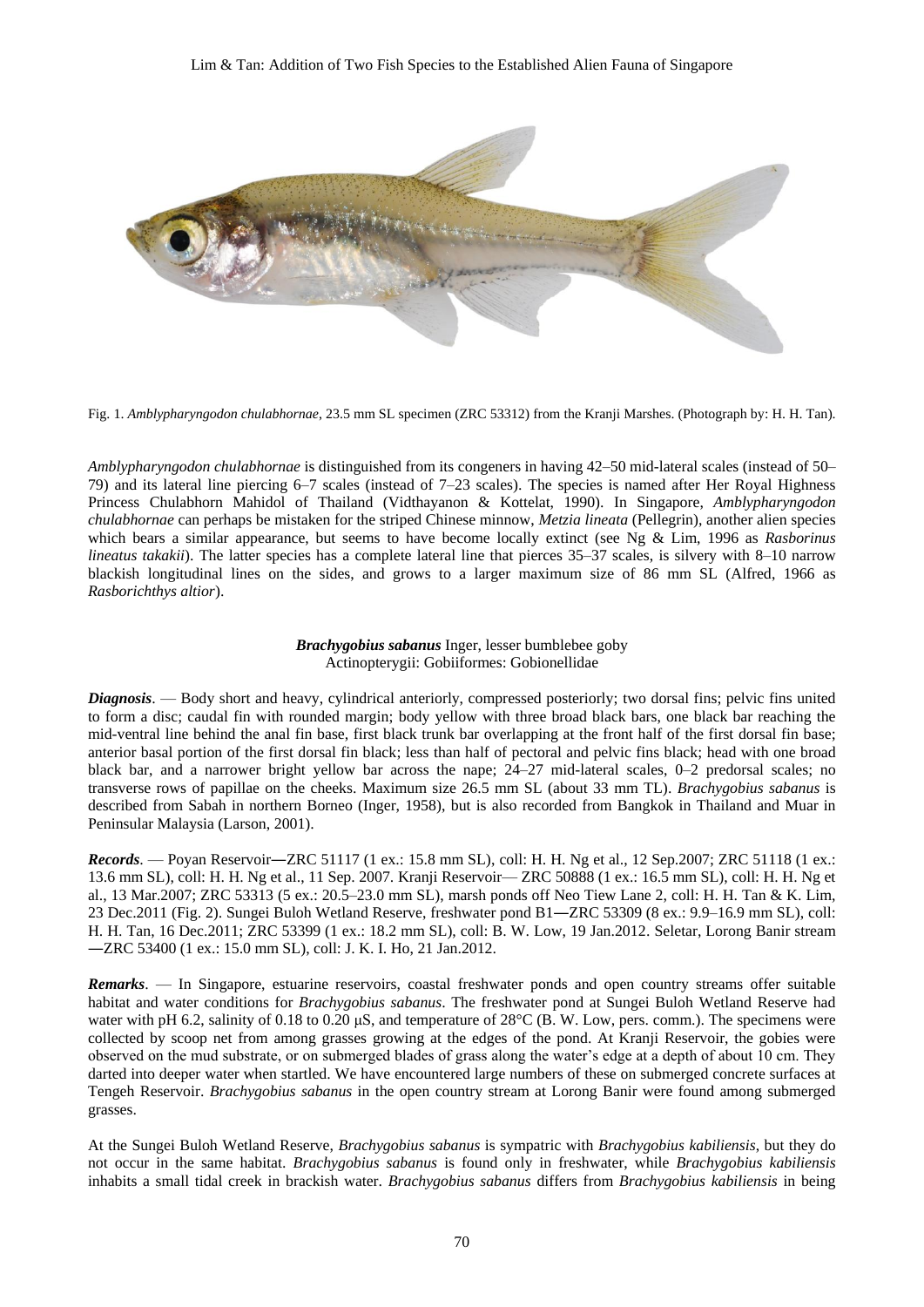Fig. 1. *Amblypharyngodon chulabhornae*, 23.5 mm SL specimen (ZRC 53312) from the Kranji Marshes. (Photograph by: H. H. Tan).

*Amblypharyngodon chulabhornae* is distinguished from its congeners in having 42–50 mid-lateral scales (instead of 50–79) and its lateral line piercing 6–7 scales (instead of 7–23 scales). The species is named after Her Royal Highness Princess Chulabhorn Mahidol of Thailand (Vidthayanon & Kottelat, 1990). In Singapore, *Amblypharyngodon chulabhornae* can perhaps be mistaken for the striped Chinese minnow, *Metzia lineata* (Pellegrin), another alien species which bears a similar appearance, but seems to have become locally extinct (see Ng & Lim, 1996 as *Rasborinus lineatus takakii*). The latter species has a complete lateral line that pierces 35–37 scales, is silvery with 8–10 narrow blackish longitudinal lines on the sides, and grows to a larger maximum size of 86 mm SL (Alfred, 1966 as *Rasborichthys altior*).

***Brachygobius sabanus*** **Inger, lesser bumblebee goby**
Actinopterygii: Gobiiformes: Gobionellidae

***Diagnosis***. — Body short and heavy, cylindrical anteriorly, compressed posteriorly; two dorsal fins; pelvic fins united to form a disc; caudal fin with rounded margin; body yellow with three broad black bars, one black bar reaching the mid-ventral line behind the anal fin base, first black trunk bar overlapping at the front half of the first dorsal fin base; anterior basal portion of the first dorsal fin black; less than half of pectoral and pelvic fins black; head with one broad black bar, and a narrower bright yellow bar across the nape; 24–27 mid-lateral scales, 0–2 predorsal scales; no transverse rows of papillae on the cheeks. Maximum size 26.5 mm SL (about 33 mm TL). *Brachygobius sabanus* is described from Sabah in northern Borneo (Inger, 1958), but is also recorded from Bangkok in Thailand and Muar in Peninsular Malaysia (Larson, 2001).

***Records***. — Poyan Reservoir—ZRC 51117 (1 ex.: 15.8 mm SL), coll: H. H. Ng et al., 12 Sep.2007; ZRC 51118 (1 ex.: 13.6 mm SL), coll: H. H. Ng et al., 11 Sep. 2007. Kranji Reservoir— ZRC 50888 (1 ex.: 16.5 mm SL), coll: H. H. Ng et al., 13 Mar.2007; ZRC 53313 (5 ex.: 20.5–23.0 mm SL), marsh ponds off Neo Tiew Lane 2, coll: H. H. Tan & K. Lim, 23 Dec.2011 (Fig. 2). Sungei Buloh Wetland Reserve, freshwater pond B1—ZRC 53309 (8 ex.: 9.9–16.9 mm SL), coll: H. H. Tan, 16 Dec.2011; ZRC 53399 (1 ex.: 18.2 mm SL), coll: B. W. Low, 19 Jan.2012. Seletar, Lorong Banir stream —ZRC 53400 (1 ex.: 15.0 mm SL), coll: J. K. I. Ho, 21 Jan.2012.

***Remarks***. — In Singapore, estuarine reservoirs, coastal freshwater ponds and open country streams offer suitable habitat and water conditions for *Brachygobius sabanus*. The freshwater pond at Sungei Buloh Wetland Reserve had water with pH 6.2, salinity of 0.18 to 0.20 μS, and temperature of 28°C (B. W. Low, pers. comm.). The specimens were collected by scoop net from among grasses growing at the edges of the pond. At Kranji Reservoir, the gobies were observed on the mud substrate, or on submerged blades of grass along the water's edge at a depth of about 10 cm. They darted into deeper water when startled. We have encountered large numbers of these on submerged concrete surfaces at Tengeh Reservoir. *Brachygobius sabanus* in the open country stream at Lorong Banir were found among submerged grasses.

At the Sungei Buloh Wetland Reserve, *Brachygobius sabanus* is sympatric with *Brachygobius kabiliensis*, but they do not occur in the same habitat. *Brachygobius sabanus* is found only in freshwater, while *Brachygobius kabiliensis* inhabits a small tidal creek in brackish water. *Brachygobius sabanus* differs from *Brachygobius kabiliensis* in being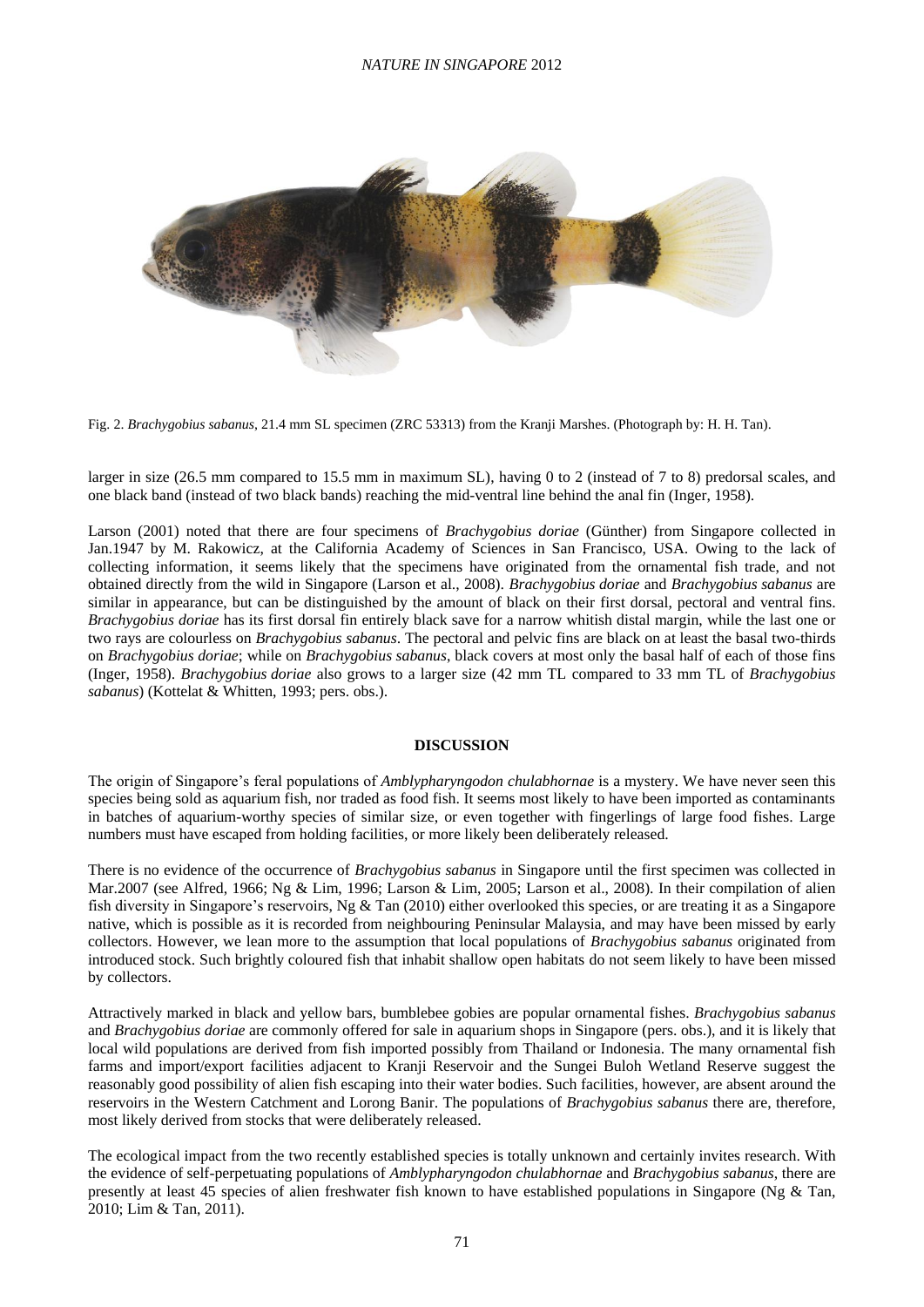Fig. 2. *Brachygobius sabanus*, 21.4 mm SL specimen (ZRC 53313) from the Kranji Marshes. (Photograph by: H. H. Tan).

larger in size (26.5 mm compared to 15.5 mm in maximum SL), having 0 to 2 (instead of 7 to 8) predorsal scales, and one black band (instead of two black bands) reaching the mid-ventral line behind the anal fin (Inger, 1958).

Larson (2001) noted that there are four specimens of *Brachygobius doriae* (Günther) from Singapore collected in Jan.1947 by M. Rakowicz, at the California Academy of Sciences in San Francisco, USA. Owing to the lack of collecting information, it seems likely that the specimens have originated from the ornamental fish trade, and not obtained directly from the wild in Singapore (Larson et al., 2008). *Brachygobius doriae* and *Brachygobius sabanus* are similar in appearance, but can be distinguished by the amount of black on their first dorsal, pectoral and ventral fins. *Brachygobius doriae* has its first dorsal fin entirely black save for a narrow whitish distal margin, while the last one or two rays are colourless on *Brachygobius sabanus*. The pectoral and pelvic fins are black on at least the basal two-thirds on *Brachygobius doriae*; while on *Brachygobius sabanus*, black covers at most only the basal half of each of those fins (Inger, 1958). *Brachygobius doriae* also grows to a larger size (42 mm TL compared to 33 mm TL of *Brachygobius sabanus*) (Kottelat & Whitten, 1993; pers. obs.).

## DISCUSSION

The origin of Singapore's feral populations of *Amblypharyngodon chulabhornae* is a mystery. We have never seen this species being sold as aquarium fish, nor traded as food fish. It seems most likely to have been imported as contaminants in batches of aquarium-worthy species of similar size, or even together with fingerlings of large food fishes. Large numbers must have escaped from holding facilities, or more likely been deliberately released.

There is no evidence of the occurrence of *Brachygobius sabanus* in Singapore until the first specimen was collected in Mar.2007 (see Alfred, 1966; Ng & Lim, 1996; Larson & Lim, 2005; Larson et al., 2008). In their compilation of alien fish diversity in Singapore's reservoirs, Ng & Tan (2010) either overlooked this species, or are treating it as a Singapore native, which is possible as it is recorded from neighbouring Peninsular Malaysia, and may have been missed by early collectors. However, we lean more to the assumption that local populations of *Brachygobius sabanus* originated from introduced stock. Such brightly coloured fish that inhabit shallow open habitats do not seem likely to have been missed by collectors.

Attractively marked in black and yellow bars, bumblebee gobies are popular ornamental fishes. *Brachygobius sabanus* and *Brachygobius doriae* are commonly offered for sale in aquarium shops in Singapore (pers. obs.), and it is likely that local wild populations are derived from fish imported possibly from Thailand or Indonesia. The many ornamental fish farms and import/export facilities adjacent to Kranji Reservoir and the Sungei Buloh Wetland Reserve suggest the reasonably good possibility of alien fish escaping into their water bodies. Such facilities, however, are absent around the reservoirs in the Western Catchment and Lorong Banir. The populations of *Brachygobius sabanus* there are, therefore, most likely derived from stocks that were deliberately released.

The ecological impact from the two recently established species is totally unknown and certainly invites research. With the evidence of self-perpetuating populations of *Amblypharyngodon chulabhornae* and *Brachygobius sabanus*, there are presently at least 45 species of alien freshwater fish known to have established populations in Singapore (Ng & Tan, 2010; Lim & Tan, 2011).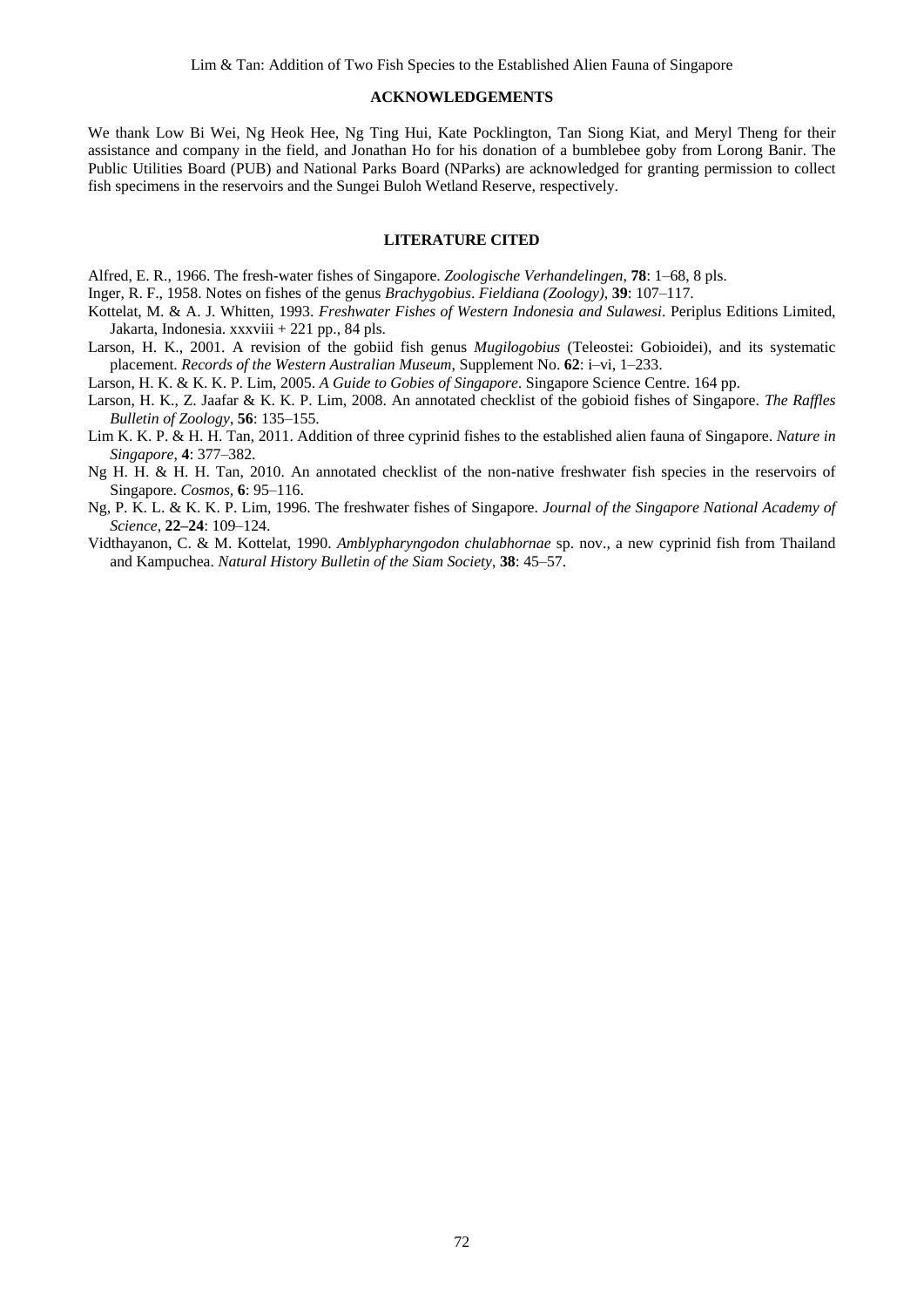## ACKNOWLEDGEMENTS

We thank Low Bi Wei, Ng Heok Hee, Ng Ting Hui, Kate Pocklington, Tan Siong Kiat, and Meryl Theng for their assistance and company in the field, and Jonathan Ho for his donation of a bumblebee goby from Lorong Banir. The Public Utilities Board (PUB) and National Parks Board (NParks) are acknowledged for granting permission to collect fish specimens in the reservoirs and the Sungei Buloh Wetland Reserve, respectively.

## LITERATURE CITED

Alfred, E. R., 1966. The fresh-water fishes of Singapore. *Zoologische Verhandelingen*, **78**: 1–68, 8 pls.

Inger, R. F., 1958. Notes on fishes of the genus *Brachygobius*. *Fieldiana (Zoology)*, **39**: 107–117.

Kottelat, M. & A. J. Whitten, 1993. *Freshwater Fishes of Western Indonesia and Sulawesi*. Periplus Editions Limited, Jakarta, Indonesia. xxxviii + 221 pp., 84 pls.

Larson, H. K., 2001. A revision of the gobiid fish genus *Mugilogobius* (Teleostei: Gobioidei), and its systematic placement. *Records of the Western Australian Museum*, Supplement No. **62**: i–vi, 1–233.

Larson, H. K. & K. K. P. Lim, 2005. *A Guide to Gobies of Singapore*. Singapore Science Centre. 164 pp.

Larson, H. K., Z. Jaafar & K. K. P. Lim, 2008. An annotated checklist of the gobioid fishes of Singapore. *The Raffles Bulletin of Zoology*, **56**: 135–155.

Lim K. K. P. & H. H. Tan, 2011. Addition of three cyprinid fishes to the established alien fauna of Singapore. *Nature in Singapore*, **4**: 377–382.

Ng H. H. & H. H. Tan, 2010. An annotated checklist of the non-native freshwater fish species in the reservoirs of Singapore. *Cosmos*, **6**: 95–116.

Ng, P. K. L. & K. K. P. Lim, 1996. The freshwater fishes of Singapore. *Journal of the Singapore National Academy of Science*, **22–24**: 109–124.

Vidthayanon, C. & M. Kottelat, 1990. *Amblypharyngodon chulabhornae* sp. nov., a new cyprinid fish from Thailand and Kampuchea. *Natural History Bulletin of the Siam Society*, **38**: 45–57.